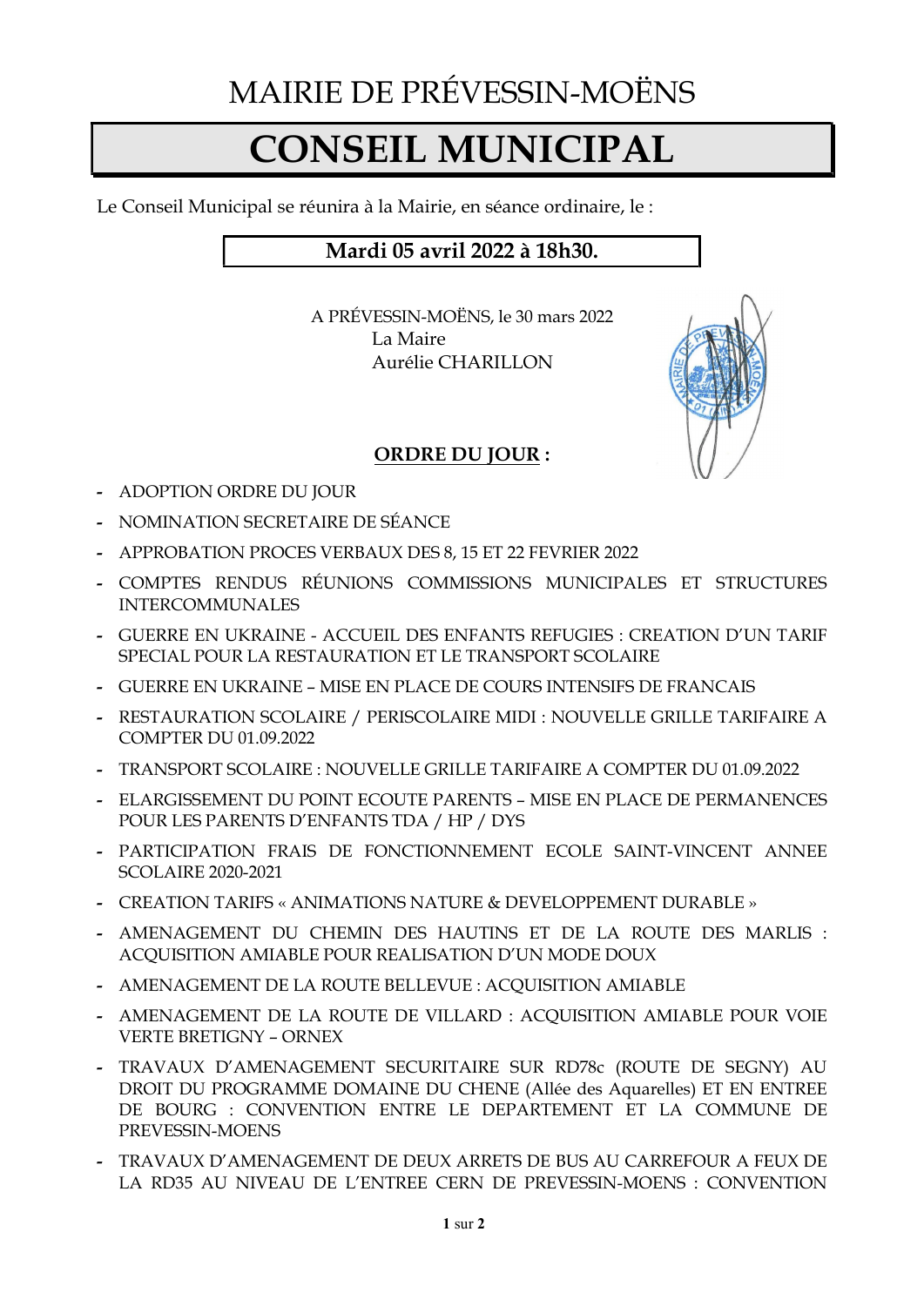# MAIRIE DE PRÉVESSIN-MOËNS

# CONSEIL MUNICIPAL

Le Conseil Municipal se réunira à la Mairie, en séance ordinaire, le :

**Mardi 05 avril 2022 à 18h30.**

A PRÉVESSIN-MOËNS, le 30 mars 2022
La Maire
Aurélie CHARILLON

## ORDRE DU JOUR :

- ADOPTION ORDRE DU JOUR
- NOMINATION SECRETAIRE DE SÉANCE
- APPROBATION PROCES VERBAUX DES 8, 15 ET 22 FEVRIER 2022
- COMPTES RENDUS RÉUNIONS COMMISSIONS MUNICIPALES ET STRUCTURES INTERCOMMUNALES
- GUERRE EN UKRAINE - ACCUEIL DES ENFANTS REFUGIES : CREATION D'UN TARIF SPECIAL POUR LA RESTAURATION ET LE TRANSPORT SCOLAIRE
- GUERRE EN UKRAINE – MISE EN PLACE DE COURS INTENSIFS DE FRANCAIS
- RESTAURATION SCOLAIRE / PERISCOLAIRE MIDI : NOUVELLE GRILLE TARIFAIRE A COMPTER DU 01.09.2022
- TRANSPORT SCOLAIRE : NOUVELLE GRILLE TARIFAIRE A COMPTER DU 01.09.2022
- ELARGISSEMENT DU POINT ECOUTE PARENTS – MISE EN PLACE DE PERMANENCES POUR LES PARENTS D'ENFANTS TDA / HP / DYS
- PARTICIPATION FRAIS DE FONCTIONNEMENT ECOLE SAINT-VINCENT ANNEE SCOLAIRE 2020-2021
- CREATION TARIFS « ANIMATIONS NATURE & DEVELOPPEMENT DURABLE »
- AMENAGEMENT DU CHEMIN DES HAUTINS ET DE LA ROUTE DES MARLIS : ACQUISITION AMIABLE POUR REALISATION D'UN MODE DOUX
- AMENAGEMENT DE LA ROUTE BELLEVUE : ACQUISITION AMIABLE
- AMENAGEMENT DE LA ROUTE DE VILLARD : ACQUISITION AMIABLE POUR VOIE VERTE BRETIGNY – ORNEX
- TRAVAUX D'AMENAGEMENT SECURITAIRE SUR RD78c (ROUTE DE SEGNY) AU DROIT DU PROGRAMME DOMAINE DU CHENE (Allée des Aquarelles) ET EN ENTREE DE BOURG : CONVENTION ENTRE LE DEPARTEMENT ET LA COMMUNE DE PREVESSIN-MOENS
- TRAVAUX D'AMENAGEMENT DE DEUX ARRETS DE BUS AU CARREFOUR A FEUX DE LA RD35 AU NIVEAU DE L'ENTREE CERN DE PREVESSIN-MOENS : CONVENTION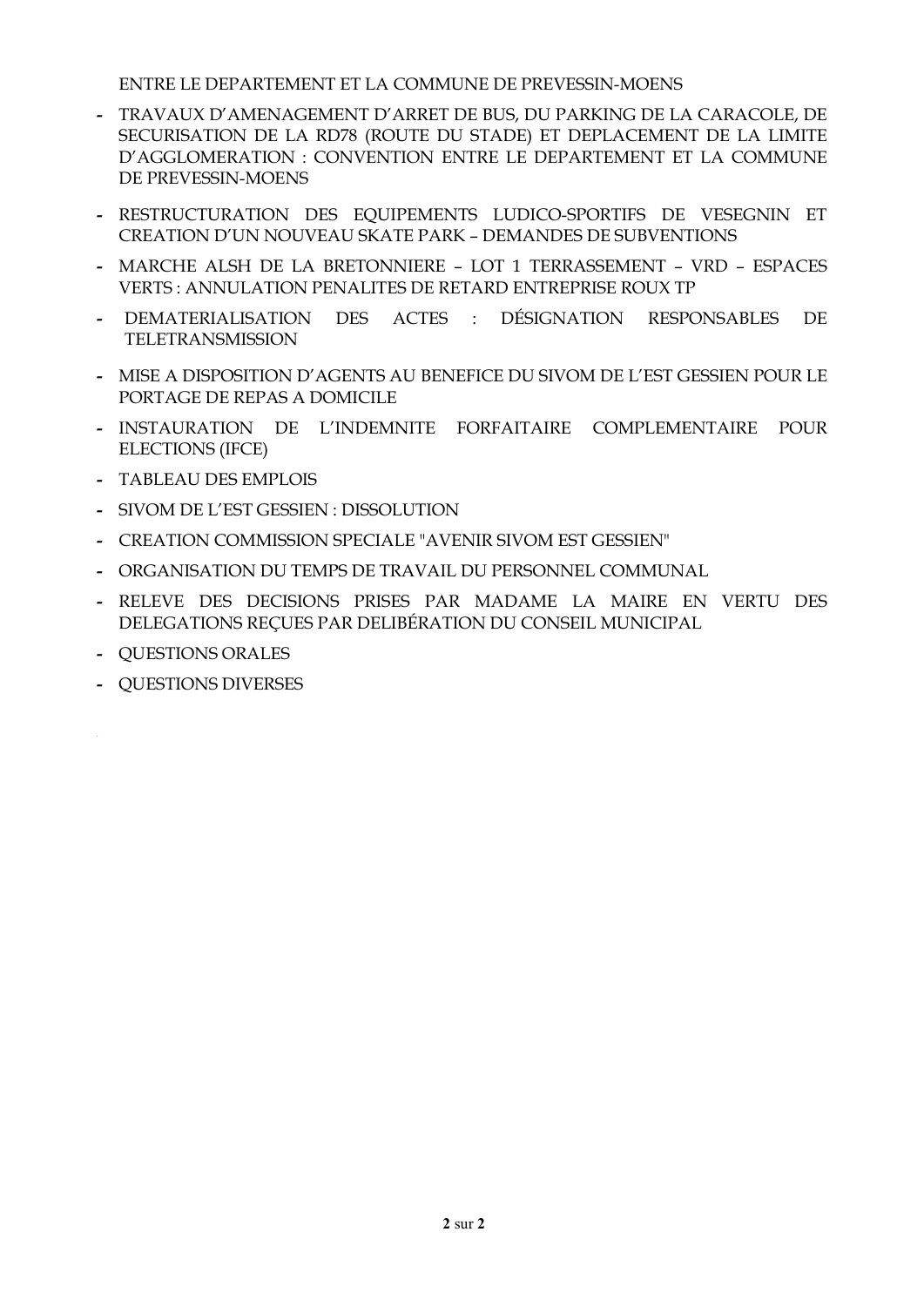ENTRE LE DEPARTEMENT ET LA COMMUNE DE PREVESSIN-MOENS

- TRAVAUX D'AMENAGEMENT D'ARRET DE BUS, DU PARKING DE LA CARACOLE, DE SECURISATION DE LA RD78 (ROUTE DU STADE) ET DEPLACEMENT DE LA LIMITE D'AGGLOMERATION : CONVENTION ENTRE LE DEPARTEMENT ET LA COMMUNE DE PREVESSIN-MOENS
- RESTRUCTURATION DES EQUIPEMENTS LUDICO-SPORTIFS DE VESEGNIN ET CREATION D'UN NOUVEAU SKATE PARK – DEMANDES DE SUBVENTIONS
- MARCHE ALSH DE LA BRETONNIERE – LOT 1 TERRASSEMENT – VRD – ESPACES VERTS : ANNULATION PENALITES DE RETARD ENTREPRISE ROUX TP
- DEMATERIALISATION DES ACTES : DÉSIGNATION RESPONSABLES DE TELETRANSMISSION
- MISE A DISPOSITION D'AGENTS AU BENEFICE DU SIVOM DE L'EST GESSIEN POUR LE PORTAGE DE REPAS A DOMICILE
- INSTAURATION DE L'INDEMNITE FORFAITAIRE COMPLEMENTAIRE POUR ELECTIONS (IFCE)
- TABLEAU DES EMPLOIS
- SIVOM DE L'EST GESSIEN : DISSOLUTION
- CREATION COMMISSION SPECIALE "AVENIR SIVOM EST GESSIEN"
- ORGANISATION DU TEMPS DE TRAVAIL DU PERSONNEL COMMUNAL
- RELEVE DES DECISIONS PRISES PAR MADAME LA MAIRE EN VERTU DES DELEGATIONS REÇUES PAR DELIBÉRATION DU CONSEIL MUNICIPAL
- QUESTIONS ORALES
- QUESTIONS DIVERSES